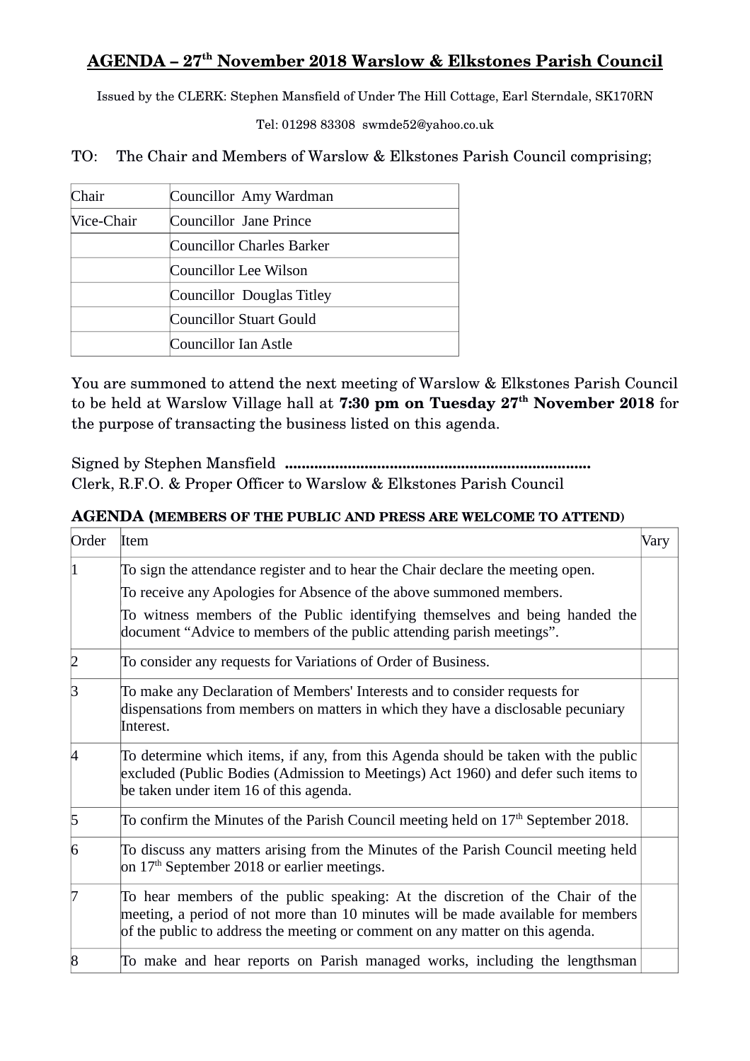# AGENDA – 27th November 2018 Warslow & Elkstones Parish Council

Issued by the CLERK: Stephen Mansfield of Under The Hill Cottage, Earl Sterndale, SK170RN

Tel: 01298 83308 swmde52@yahoo.co.uk

TO: The Chair and Members of Warslow & Elkstones Parish Council comprising;

| | |
|---|---|
| Chair | Councillor Amy Wardman |
| Vice-Chair | Councillor Jane Prince |
| | Councillor Charles Barker |
| | Councillor Lee Wilson |
| | Councillor Douglas Titley |
| | Councillor Stuart Gould |
| | Councillor Ian Astle |

You are summoned to attend the next meeting of Warslow & Elkstones Parish Council to be held at Warslow Village hall at **7:30 pm on Tuesday 27th November 2018** for the purpose of transacting the business listed on this agenda.

Signed by Stephen Mansfield **.........................................................................**
Clerk, R.F.O. & Proper Officer to Warslow & Elkstones Parish Council

**AGENDA (MEMBERS OF THE PUBLIC AND PRESS ARE WELCOME TO ATTEND)**

| Order | Item | Vary |
|---|---|---|
| 1 | To sign the attendance register and to hear the Chair declare the meeting open.<br>To receive any Apologies for Absence of the above summoned members.<br>To witness members of the Public identifying themselves and being handed the document "Advice to members of the public attending parish meetings". | |
| 2 | To consider any requests for Variations of Order of Business. | |
| 3 | To make any Declaration of Members' Interests and to consider requests for dispensations from members on matters in which they have a disclosable pecuniary Interest. | |
| 4 | To determine which items, if any, from this Agenda should be taken with the public excluded (Public Bodies (Admission to Meetings) Act 1960) and defer such items to be taken under item 16 of this agenda. | |
| 5 | To confirm the Minutes of the Parish Council meeting held on 17th September 2018. | |
| 6 | To discuss any matters arising from the Minutes of the Parish Council meeting held on 17th September 2018 or earlier meetings. | |
| 7 | To hear members of the public speaking: At the discretion of the Chair of the meeting, a period of not more than 10 minutes will be made available for members of the public to address the meeting or comment on any matter on this agenda. | |
| 8 | To make and hear reports on Parish managed works, including the lengthsman | |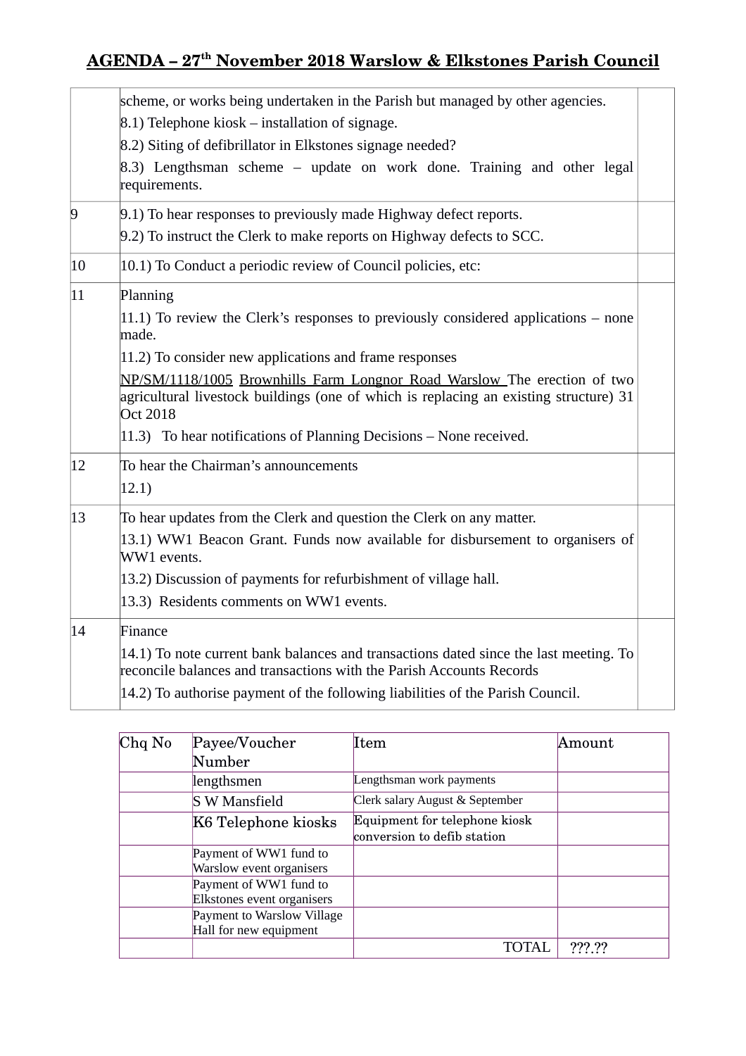# AGENDA – 27th November 2018 Warslow & Elkstones Parish Council

| | | |
|---|---|---|
| | scheme, or works being undertaken in the Parish but managed by other agencies.<br>8.1) Telephone kiosk – installation of signage.<br>8.2) Siting of defibrillator in Elkstones signage needed?<br>8.3) Lengthsman scheme – update on work done. Training and other legal requirements. | |
| 9 | 9.1) To hear responses to previously made Highway defect reports.<br>9.2) To instruct the Clerk to make reports on Highway defects to SCC. | |
| 10 | 10.1) To Conduct a periodic review of Council policies, etc: | |
| 11 | Planning<br>11.1) To review the Clerk's responses to previously considered applications – none made.<br>11.2) To consider new applications and frame responses<br>NP/SM/1118/1005 Brownhills Farm Longnor Road Warslow The erection of two agricultural livestock buildings (one of which is replacing an existing structure) 31 Oct 2018<br>11.3) To hear notifications of Planning Decisions – None received. | |
| 12 | To hear the Chairman's announcements<br>12.1) | |
| 13 | To hear updates from the Clerk and question the Clerk on any matter.<br>13.1) WW1 Beacon Grant. Funds now available for disbursement to organisers of WW1 events.<br>13.2) Discussion of payments for refurbishment of village hall.<br>13.3) Residents comments on WW1 events. | |
| 14 | Finance<br>14.1) To note current bank balances and transactions dated since the last meeting. To reconcile balances and transactions with the Parish Accounts Records<br>14.2) To authorise payment of the following liabilities of the Parish Council. | |

| Chq No | Payee/Voucher Number | Item | Amount |
|---|---|---|---|
| | lengthsmen | Lengthsman work payments | |
| | S W Mansfield | Clerk salary August & September | |
| | K6 Telephone kiosks | Equipment for telephone kiosk conversion to defib station | |
| | Payment of WW1 fund to Warslow event organisers | | |
| | Payment of WW1 fund to Elkstones event organisers | | |
| | Payment to Warslow Village Hall for new equipment | | |
| | | TOTAL | ???.?? |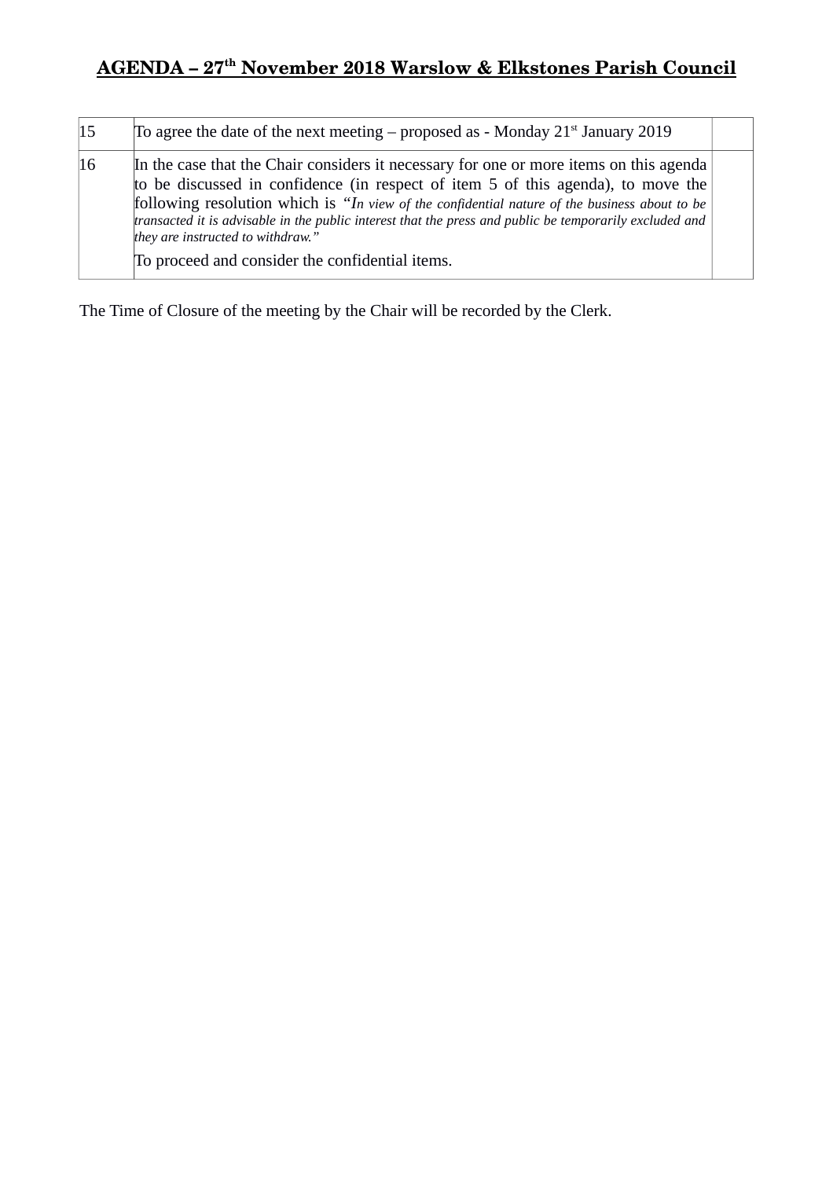# AGENDA – 27th November 2018 Warslow & Elkstones Parish Council

| | | |
|---|---|---|
| 15 | To agree the date of the next meeting – proposed as - Monday 21st January 2019 | |
| 16 | In the case that the Chair considers it necessary for one or more items on this agenda to be discussed in confidence (in respect of item 5 of this agenda), to move the following resolution which is *"In view of the confidential nature of the business about to be transacted it is advisable in the public interest that the press and public be temporarily excluded and they are instructed to withdraw."*<br>To proceed and consider the confidential items. | |

The Time of Closure of the meeting by the Chair will be recorded by the Clerk.